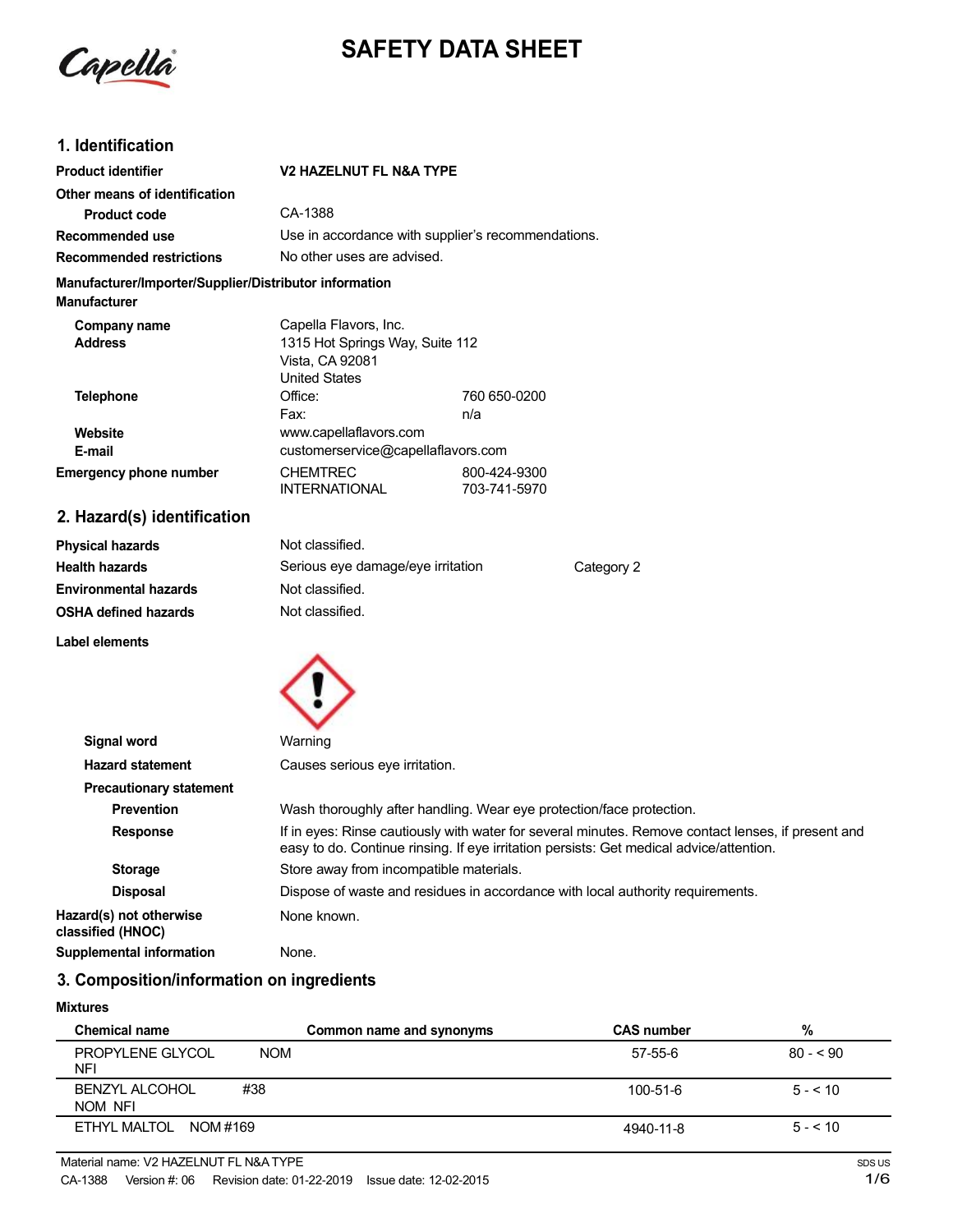# SAFETY DATA SHEET

## 1. Identification

| | | |
|---|---|---|
| **Product identifier** | **V2 HAZELNUT FL N&A TYPE** | |
| **Other means of identification** | | |
| **Product code** | CA-1388 | |
| **Recommended use** | Use in accordance with supplier's recommendations. | |
| **Recommended restrictions** | No other uses are advised. | |

**Manufacturer/Importer/Supplier/Distributor information**

**Manufacturer**

| | | |
|---|---|---|
| **Company name** | Capella Flavors, Inc. | |
| **Address** | 1315 Hot Springs Way, Suite 112<br>Vista, CA 92081<br>United States | |
| **Telephone** | Office: | 760 650-0200 |
| | Fax: | n/a |
| **Website** | www.capellaflavors.com | |
| **E-mail** | customerservice@capellaflavors.com | |
| **Emergency phone number** | CHEMTREC | 800-424-9300 |
| | INTERNATIONAL | 703-741-5970 |

## 2. Hazard(s) identification

| | | |
|---|---|---|
| **Physical hazards** | Not classified. | |
| **Health hazards** | Serious eye damage/eye irritation | Category 2 |
| **Environmental hazards** | Not classified. | |
| **OSHA defined hazards** | Not classified. | |

**Label elements**

| | |
|---|---|
| **Signal word** | Warning |
| **Hazard statement** | Causes serious eye irritation. |
| **Precautionary statement** | |
| **Prevention** | Wash thoroughly after handling. Wear eye protection/face protection. |
| **Response** | If in eyes: Rinse cautiously with water for several minutes. Remove contact lenses, if present and easy to do. Continue rinsing. If eye irritation persists: Get medical advice/attention. |
| **Storage** | Store away from incompatible materials. |
| **Disposal** | Dispose of waste and residues in accordance with local authority requirements. |
| **Hazard(s) not otherwise classified (HNOC)** | None known. |
| **Supplemental information** | None. |

## 3. Composition/information on ingredients

**Mixtures**

| Chemical name | Common name and synonyms | CAS number | % |
|---|---|---|---|
| PROPYLENE GLYCOL NOM NFI | | 57-55-6 | 80 - < 90 |
| BENZYL ALCOHOL #38 NOM NFI | | 100-51-6 | 5 - < 10 |
| ETHYL MALTOL NOM #169 | | 4940-11-8 | 5 - < 10 |

Material name: V2 HAZELNUT FL N&A TYPE

CA-1388 Version #: 06 Revision date: 01-22-2019 Issue date: 12-02-2015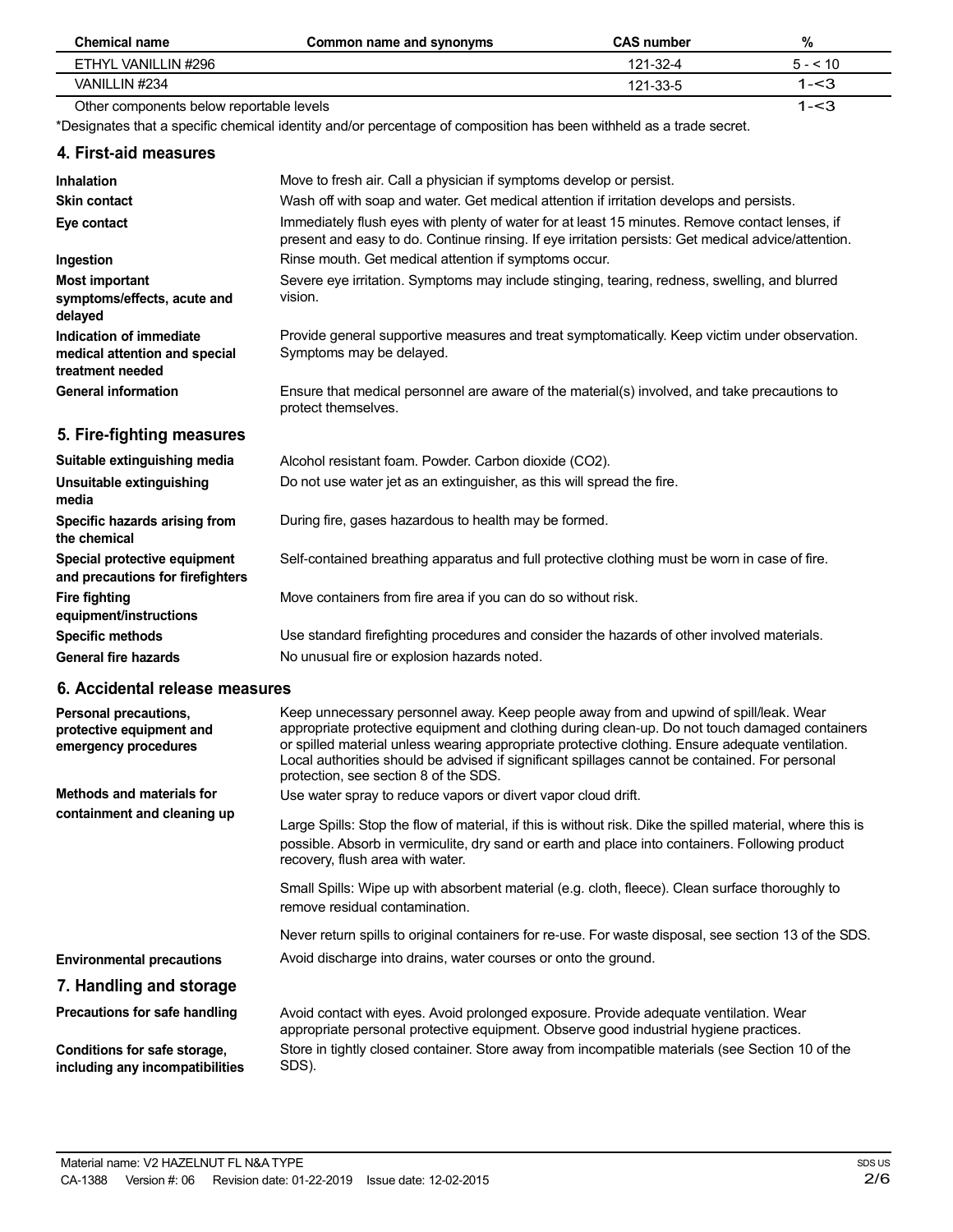| Chemical name | Common name and synonyms | CAS number | % |
|---|---|---|---|
| ETHYL VANILLIN #296 | | 121-32-4 | 5 - < 10 |
| VANILLIN #234 | | 121-33-5 | 1-<3 |
| Other components below reportable levels | | | 1-<3 |

*Designates that a specific chemical identity and/or percentage of composition has been withheld as a trade secret.

## 4. First-aid measures

| | |
|---|---|
| **Inhalation** | Move to fresh air. Call a physician if symptoms develop or persist. |
| **Skin contact** | Wash off with soap and water. Get medical attention if irritation develops and persists. |
| **Eye contact** | Immediately flush eyes with plenty of water for at least 15 minutes. Remove contact lenses, if present and easy to do. Continue rinsing. If eye irritation persists: Get medical advice/attention. |
| **Ingestion** | Rinse mouth. Get medical attention if symptoms occur. |
| **Most important symptoms/effects, acute and delayed** | Severe eye irritation. Symptoms may include stinging, tearing, redness, swelling, and blurred vision. |
| **Indication of immediate medical attention and special treatment needed** | Provide general supportive measures and treat symptomatically. Keep victim under observation. Symptoms may be delayed. |
| **General information** | Ensure that medical personnel are aware of the material(s) involved, and take precautions to protect themselves. |

## 5. Fire-fighting measures

| | |
|---|---|
| **Suitable extinguishing media** | Alcohol resistant foam. Powder. Carbon dioxide ($CO_2$). |
| **Unsuitable extinguishing media** | Do not use water jet as an extinguisher, as this will spread the fire. |
| **Specific hazards arising from the chemical** | During fire, gases hazardous to health may be formed. |
| **Special protective equipment and precautions for firefighters** | Self-contained breathing apparatus and full protective clothing must be worn in case of fire. |
| **Fire fighting equipment/instructions** | Move containers from fire area if you can do so without risk. |
| **Specific methods** | Use standard firefighting procedures and consider the hazards of other involved materials. |
| **General fire hazards** | No unusual fire or explosion hazards noted. |

## 6. Accidental release measures

**Personal precautions, protective equipment and emergency procedures**

Keep unnecessary personnel away. Keep people away from and upwind of spill/leak. Wear appropriate protective equipment and clothing during clean-up. Do not touch damaged containers or spilled material unless wearing appropriate protective clothing. Ensure adequate ventilation. Local authorities should be advised if significant spillages cannot be contained. For personal protection, see section 8 of the SDS.

**Methods and materials for containment and cleaning up**

Use water spray to reduce vapors or divert vapor cloud drift.

Large Spills: Stop the flow of material, if this is without risk. Dike the spilled material, where this is possible. Absorb in vermiculite, dry sand or earth and place into containers. Following product recovery, flush area with water.

Small Spills: Wipe up with absorbent material (e.g. cloth, fleece). Clean surface thoroughly to remove residual contamination.

Never return spills to original containers for re-use. For waste disposal, see section 13 of the SDS.

**Environmental precautions**

Avoid discharge into drains, water courses or onto the ground.

## 7. Handling and storage

| | |
|---|---|
| **Precautions for safe handling** | Avoid contact with eyes. Avoid prolonged exposure. Provide adequate ventilation. Wear appropriate personal protective equipment. Observe good industrial hygiene practices. |
| **Conditions for safe storage, including any incompatibilities** | Store in tightly closed container. Store away from incompatible materials (see Section 10 of the SDS). |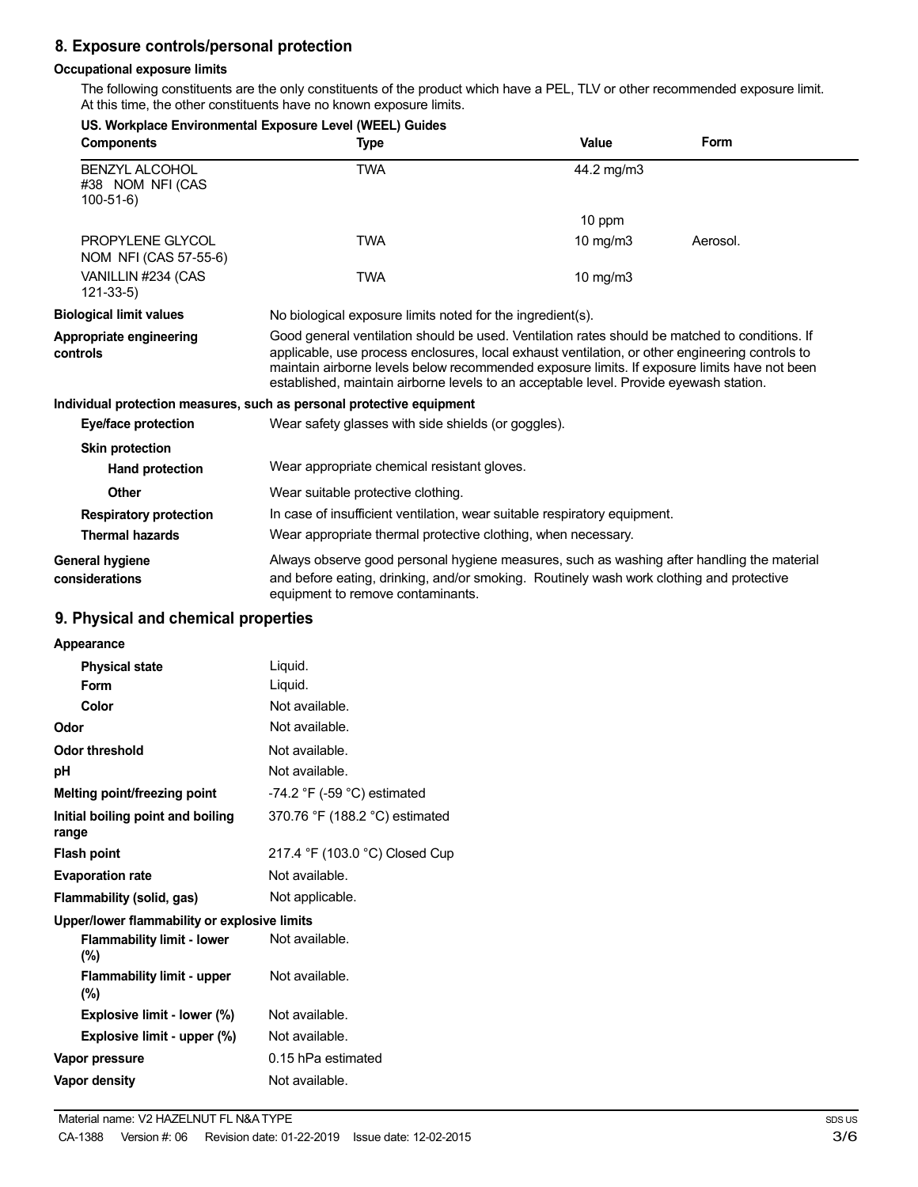## 8. Exposure controls/personal protection

### Occupational exposure limits

The following constituents are the only constituents of the product which have a PEL, TLV or other recommended exposure limit. At this time, the other constituents have no known exposure limits.

**US. Workplace Environmental Exposure Level (WEEL) Guides**

| Components | Type | Value | Form |
|---|---|---|---|
| BENZYL ALCOHOL #38 NOM NFI (CAS 100-51-6) | TWA | 44.2 mg/m3 | |
| | | 10 ppm | |
| PROPYLENE GLYCOL NOM NFI (CAS 57-55-6) | TWA | 10 mg/m3 | Aerosol. |
| VANILLIN #234 (CAS 121-33-5) | TWA | 10 mg/m3 | |

**Biological limit values** No biological exposure limits noted for the ingredient(s).

**Appropriate engineering controls** Good general ventilation should be used. Ventilation rates should be matched to conditions. If applicable, use process enclosures, local exhaust ventilation, or other engineering controls to maintain airborne levels below recommended exposure limits. If exposure limits have not been established, maintain airborne levels to an acceptable level. Provide eyewash station.

### Individual protection measures, such as personal protective equipment

**Eye/face protection** Wear safety glasses with side shields (or goggles).

**Skin protection**

**Hand protection** Wear appropriate chemical resistant gloves.

**Other** Wear suitable protective clothing.

**Respiratory protection** In case of insufficient ventilation, wear suitable respiratory equipment.

**Thermal hazards** Wear appropriate thermal protective clothing, when necessary.

**General hygiene considerations** Always observe good personal hygiene measures, such as washing after handling the material and before eating, drinking, and/or smoking. Routinely wash work clothing and protective equipment to remove contaminants.

## 9. Physical and chemical properties

**Appearance**

| | |
|---|---|
| **Physical state** | Liquid. |
| **Form** | Liquid. |
| **Color** | Not available. |
| **Odor** | Not available. |
| **Odor threshold** | Not available. |
| **pH** | Not available. |
| **Melting point/freezing point** | -74.2 °F (-59 °C) estimated |
| **Initial boiling point and boiling range** | 370.76 °F (188.2 °C) estimated |
| **Flash point** | 217.4 °F (103.0 °C) Closed Cup |
| **Evaporation rate** | Not available. |
| **Flammability (solid, gas)** | Not applicable. |

**Upper/lower flammability or explosive limits**

| | |
|---|---|
| **Flammability limit - lower (%)** | Not available. |
| **Flammability limit - upper (%)** | Not available. |
| **Explosive limit - lower (%)** | Not available. |
| **Explosive limit - upper (%)** | Not available. |
| **Vapor pressure** | 0.15 hPa estimated |
| **Vapor density** | Not available. |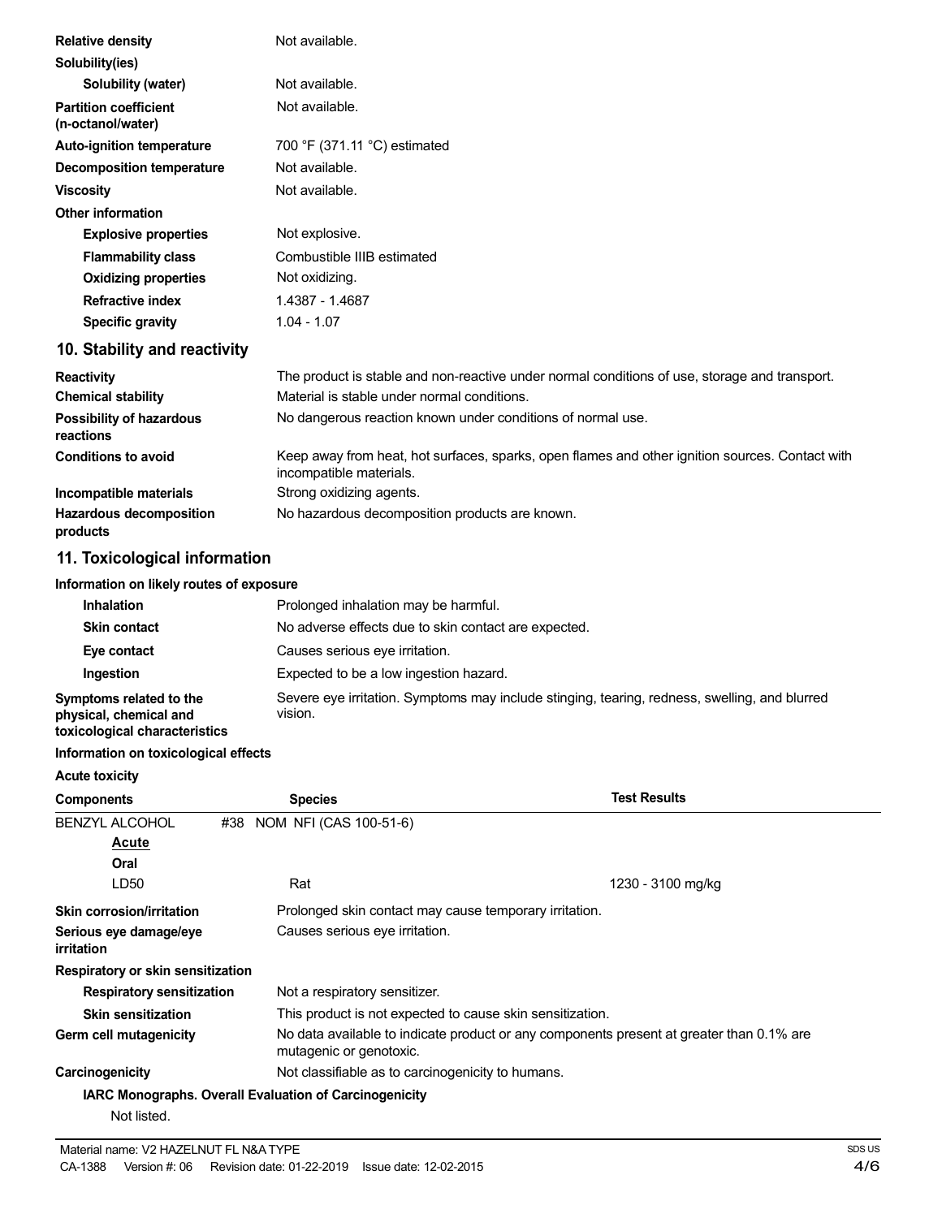| | |
|---|---|
| **Relative density** | Not available. |
| **Solubility(ies)** | |
| **Solubility (water)** | Not available. |
| **Partition coefficient (n-octanol/water)** | Not available. |
| **Auto-ignition temperature** | 700 °F (371.11 °C) estimated |
| **Decomposition temperature** | Not available. |
| **Viscosity** | Not available. |
| **Other information** | |
| **Explosive properties** | Not explosive. |
| **Flammability class** | Combustible IIIB estimated |
| **Oxidizing properties** | Not oxidizing. |
| **Refractive index** | 1.4387 - 1.4687 |
| **Specific gravity** | 1.04 - 1.07 |

## 10. Stability and reactivity

| | |
|---|---|
| **Reactivity** | The product is stable and non-reactive under normal conditions of use, storage and transport. |
| **Chemical stability** | Material is stable under normal conditions. |
| **Possibility of hazardous reactions** | No dangerous reaction known under conditions of normal use. |
| **Conditions to avoid** | Keep away from heat, hot surfaces, sparks, open flames and other ignition sources. Contact with incompatible materials. |
| **Incompatible materials** | Strong oxidizing agents. |
| **Hazardous decomposition products** | No hazardous decomposition products are known. |

## 11. Toxicological information

**Information on likely routes of exposure**

| | |
|---|---|
| **Inhalation** | Prolonged inhalation may be harmful. |
| **Skin contact** | No adverse effects due to skin contact are expected. |
| **Eye contact** | Causes serious eye irritation. |
| **Ingestion** | Expected to be a low ingestion hazard. |
| **Symptoms related to the physical, chemical and toxicological characteristics** | Severe eye irritation. Symptoms may include stinging, tearing, redness, swelling, and blurred vision. |

**Information on toxicological effects**

**Acute toxicity**

| Components | Species | Test Results |
|---|---|---|
| BENZYL ALCOHOL #38 NOM NFI (CAS 100-51-6) | | |
| <u>Acute</u> | | |
| **Oral** | | |
| LD50 | Rat | 1230 - 3100 mg/kg |

| | |
|---|---|
| **Skin corrosion/irritation** | Prolonged skin contact may cause temporary irritation. |
| **Serious eye damage/eye irritation** | Causes serious eye irritation. |
| **Respiratory or skin sensitization** | |
| **Respiratory sensitization** | Not a respiratory sensitizer. |
| **Skin sensitization** | This product is not expected to cause skin sensitization. |
| **Germ cell mutagenicity** | No data available to indicate product or any components present at greater than 0.1% are mutagenic or genotoxic. |
| **Carcinogenicity** | Not classifiable as to carcinogenicity to humans. |

**IARC Monographs. Overall Evaluation of Carcinogenicity**

Not listed.

Material name: V2 HAZELNUT FL N&A TYPE

CA-1388 Version #: 06 Revision date: 01-22-2019 Issue date: 12-02-2015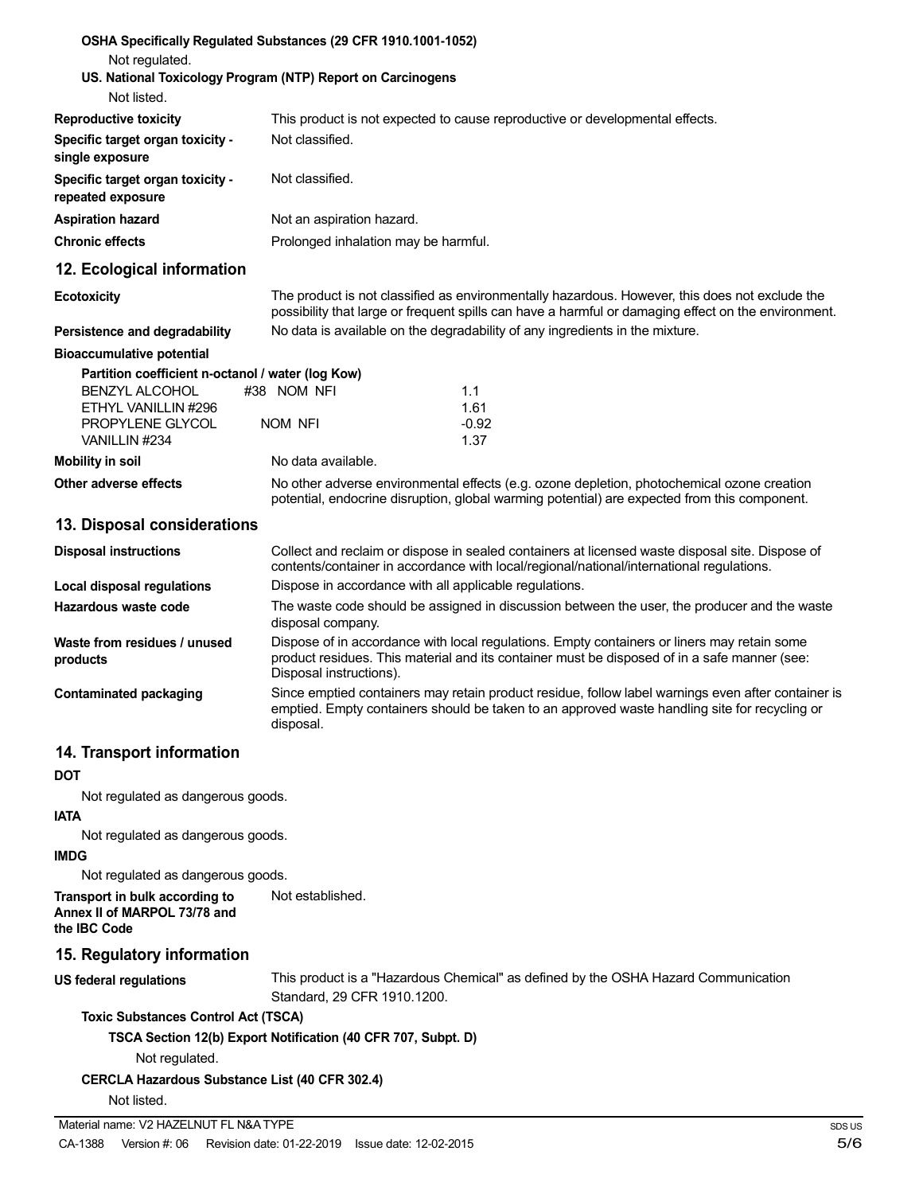**OSHA Specifically Regulated Substances (29 CFR 1910.1001-1052)**

Not regulated.

**US. National Toxicology Program (NTP) Report on Carcinogens**

Not listed.

| | |
|---|---|
| **Reproductive toxicity** | This product is not expected to cause reproductive or developmental effects. |
| **Specific target organ toxicity - single exposure** | Not classified. |
| **Specific target organ toxicity - repeated exposure** | Not classified. |
| **Aspiration hazard** | Not an aspiration hazard. |
| **Chronic effects** | Prolonged inhalation may be harmful. |

## 12. Ecological information

| | |
|---|---|
| **Ecotoxicity** | The product is not classified as environmentally hazardous. However, this does not exclude the possibility that large or frequent spills can have a harmful or damaging effect on the environment. |
| **Persistence and degradability** | No data is available on the degradability of any ingredients in the mixture. |

**Bioaccumulative potential**

**Partition coefficient n-octanol / water (log Kow)**

| | |
|---|---|
| BENZYL ALCOHOL #38 NOM NFI | 1.1 |
| ETHYL VANILLIN #296 | 1.61 |
| PROPYLENE GLYCOL NOM NFI | -0.92 |
| VANILLIN #234 | 1.37 |

| | |
|---|---|
| **Mobility in soil** | No data available. |
| **Other adverse effects** | No other adverse environmental effects (e.g. ozone depletion, photochemical ozone creation potential, endocrine disruption, global warming potential) are expected from this component. |

## 13. Disposal considerations

| | |
|---|---|
| **Disposal instructions** | Collect and reclaim or dispose in sealed containers at licensed waste disposal site. Dispose of contents/container in accordance with local/regional/national/international regulations. |
| **Local disposal regulations** | Dispose in accordance with all applicable regulations. |
| **Hazardous waste code** | The waste code should be assigned in discussion between the user, the producer and the waste disposal company. |
| **Waste from residues / unused products** | Dispose of in accordance with local regulations. Empty containers or liners may retain some product residues. This material and its container must be disposed of in a safe manner (see: Disposal instructions). |
| **Contaminated packaging** | Since emptied containers may retain product residue, follow label warnings even after container is emptied. Empty containers should be taken to an approved waste handling site for recycling or disposal. |

## 14. Transport information

**DOT**

Not regulated as dangerous goods.

**IATA**

Not regulated as dangerous goods.

**IMDG**

Not regulated as dangerous goods.

| | |
|---|---|
| **Transport in bulk according to Annex II of MARPOL 73/78 and the IBC Code** | Not established. |

## 15. Regulatory information

| | |
|---|---|
| **US federal regulations** | This product is a "Hazardous Chemical" as defined by the OSHA Hazard Communication Standard, 29 CFR 1910.1200. |

**Toxic Substances Control Act (TSCA)**

**TSCA Section 12(b) Export Notification (40 CFR 707, Subpt. D)**

Not regulated.

**CERCLA Hazardous Substance List (40 CFR 302.4)**

Not listed.

Material name: V2 HAZELNUT FL N&A TYPE

CA-1388 Version #: 06 Revision date: 01-22-2019 Issue date: 12-02-2015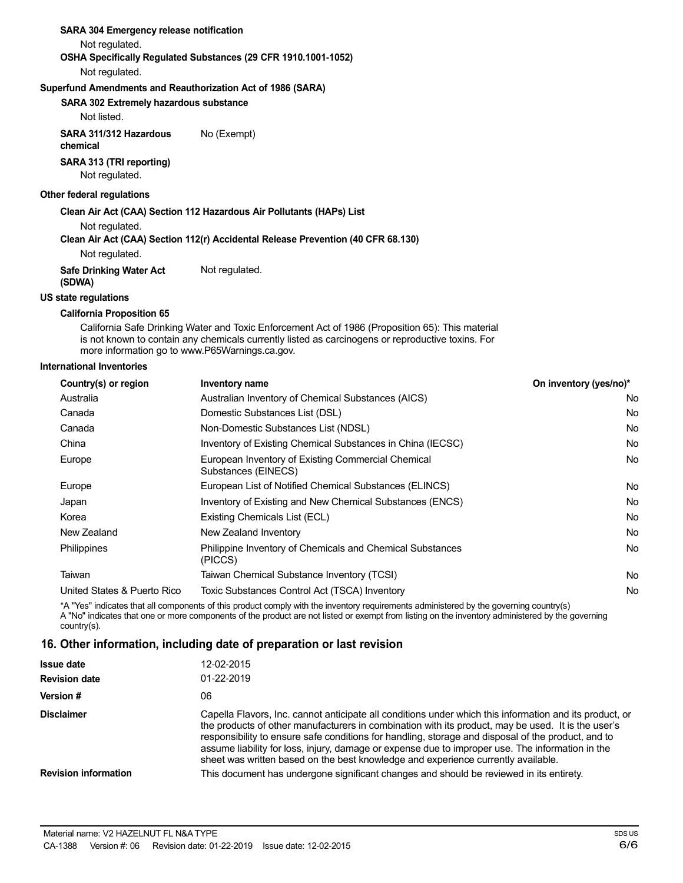**SARA 304 Emergency release notification**

Not regulated.

**OSHA Specifically Regulated Substances (29 CFR 1910.1001-1052)**

Not regulated.

**Superfund Amendments and Reauthorization Act of 1986 (SARA)**

**SARA 302 Extremely hazardous substance**

Not listed.

**SARA 311/312 Hazardous chemical** No (Exempt)

**SARA 313 (TRI reporting)**

Not regulated.

**Other federal regulations**

**Clean Air Act (CAA) Section 112 Hazardous Air Pollutants (HAPs) List**

Not regulated.

**Clean Air Act (CAA) Section 112(r) Accidental Release Prevention (40 CFR 68.130)**

Not regulated.

**Safe Drinking Water Act (SDWA)** Not regulated.

**US state regulations**

**California Proposition 65**

California Safe Drinking Water and Toxic Enforcement Act of 1986 (Proposition 65): This material is not known to contain any chemicals currently listed as carcinogens or reproductive toxins. For more information go to www.P65Warnings.ca.gov.

**International Inventories**

| Country(s) or region | Inventory name | On inventory (yes/no)* |
|---|---|---|
| Australia | Australian Inventory of Chemical Substances (AICS) | No |
| Canada | Domestic Substances List (DSL) | No |
| Canada | Non-Domestic Substances List (NDSL) | No |
| China | Inventory of Existing Chemical Substances in China (IECSC) | No |
| Europe | European Inventory of Existing Commercial Chemical Substances (EINECS) | No |
| Europe | European List of Notified Chemical Substances (ELINCS) | No |
| Japan | Inventory of Existing and New Chemical Substances (ENCS) | No |
| Korea | Existing Chemicals List (ECL) | No |
| New Zealand | New Zealand Inventory | No |
| Philippines | Philippine Inventory of Chemicals and Chemical Substances (PICCS) | No |
| Taiwan | Taiwan Chemical Substance Inventory (TCSI) | No |
| United States & Puerto Rico | Toxic Substances Control Act (TSCA) Inventory | No |

*A "Yes" indicates that all components of this product comply with the inventory requirements administered by the governing country(s)
A "No" indicates that one or more components of the product are not listed or exempt from listing on the inventory administered by the governing country(s).

## 16. Other information, including date of preparation or last revision

**Issue date** 12-02-2015

**Revision date** 01-22-2019

**Version #** 06

**Disclaimer** Capella Flavors, Inc. cannot anticipate all conditions under which this information and its product, or the products of other manufacturers in combination with its product, may be used. It is the user's responsibility to ensure safe conditions for handling, storage and disposal of the product, and to assume liability for loss, injury, damage or expense due to improper use. The information in the sheet was written based on the best knowledge and experience currently available.

**Revision information** This document has undergone significant changes and should be reviewed in its entirety.